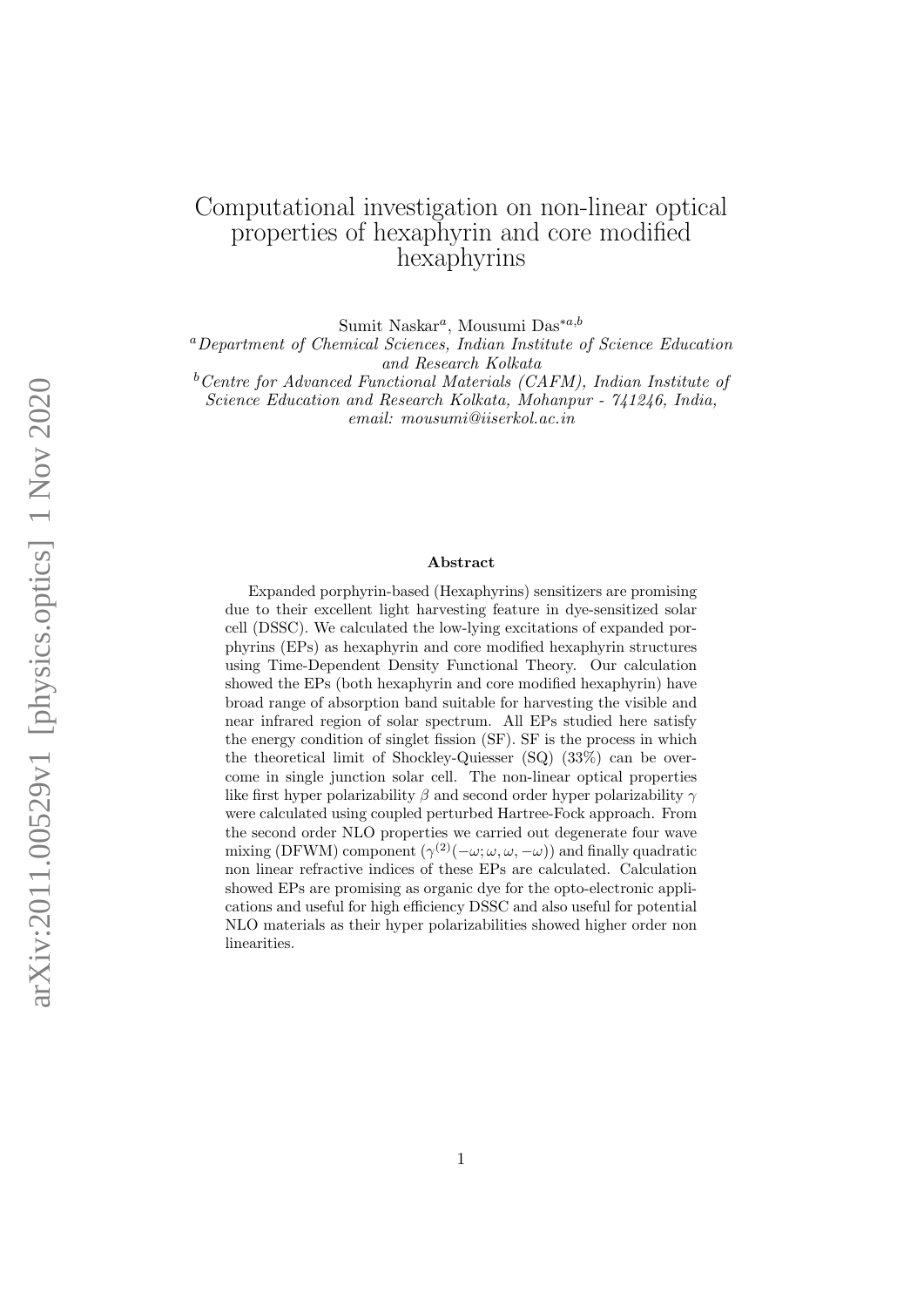# Computational investigation on non-linear optical properties of hexaphyrin and core modified hexaphyrins

Sumit Naskar[a], Mousumi Das*[a,b]

[a] *Department of Chemical Sciences, Indian Institute of Science Education and Research Kolkata*

[b] *Centre for Advanced Functional Materials (CAFM), Indian Institute of Science Education and Research Kolkata, Mohanpur - 741246, India, email: mousumi@iiserkol.ac.in*

## Abstract

Expanded porphyrin-based (Hexaphyrins) sensitizers are promising due to their excellent light harvesting feature in dye-sensitized solar cell (DSSC). We calculated the low-lying excitations of expanded porphyrins (EPs) as hexaphyrin and core modified hexaphyrin structures using Time-Dependent Density Functional Theory. Our calculation showed the EPs (both hexaphyrin and core modified hexaphyrin) have broad range of absorption band suitable for harvesting the visible and near infrared region of solar spectrum. All EPs studied here satisfy the energy condition of singlet fission (SF). SF is the process in which the theoretical limit of Shockley-Quiesser (SQ) (33%) can be overcome in single junction solar cell. The non-linear optical properties like first hyper polarizability $\beta$ and second order hyper polarizability $\gamma$ were calculated using coupled perturbed Hartree-Fock approach. From the second order NLO properties we carried out degenerate four wave mixing (DFWM) component ($\gamma^{(2)}(-\omega;\omega,\omega,-\omega)$) and finally quadratic non linear refractive indices of these EPs are calculated. Calculation showed EPs are promising as organic dye for the opto-electronic applications and useful for high efficiency DSSC and also useful for potential NLO materials as their hyper polarizabilities showed higher order non linearities.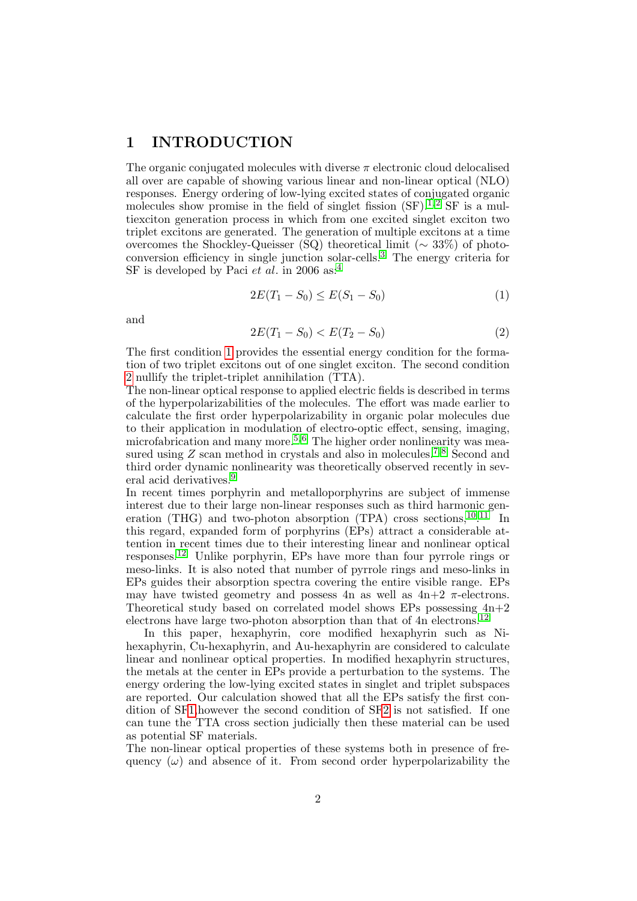## 1 INTRODUCTION

The organic conjugated molecules with diverse $\pi$ electronic cloud delocalised all over are capable of showing various linear and non-linear optical (NLO) responses. Energy ordering of low-lying excited states of conjugated organic molecules show promise in the field of singlet fission (SF).[1,2] SF is a multiexciton generation process in which from one excited singlet exciton two triplet excitons are generated. The generation of multiple excitons at a time overcomes the Shockley-Queisser (SQ) theoretical limit ($\sim$ 33%) of photoconversion efficiency in single junction solar-cells.[3] The energy criteria for SF is developed by Paci *et al*. in 2006 as:[4]

$$2E(T_1 - S_0) \leq E(S_1 - S_0) \tag{1}$$

and

$$2E(T_1 - S_0) < E(T_2 - S_0) \tag{2}$$

The first condition 1 provides the essential energy condition for the formation of two triplet excitons out of one singlet exciton. The second condition 2 nullify the triplet-triplet annihilation (TTA).

The non-linear optical response to applied electric fields is described in terms of the hyperpolarizabilities of the molecules. The effort was made earlier to calculate the first order hyperpolarizability in organic polar molecules due to their application in modulation of electro-optic effect, sensing, imaging, microfabrication and many more.[5,6] The higher order nonlinearity was measured using $Z$ scan method in crystals and also in molecules.[7,8] Second and third order dynamic nonlinearity was theoretically observed recently in several acid derivatives.[9]

In recent times porphyrin and metalloporphyrins are subject of immense interest due to their large non-linear responses such as third harmonic generation (THG) and two-photon absorption (TPA) cross sections.[10,11] In this regard, expanded form of porphyrins (EPs) attract a considerable attention in recent times due to their interesting linear and nonlinear optical responses.[12] Unlike porphyrin, EPs have more than four pyrrole rings or meso-links. It is also noted that number of pyrrole rings and meso-links in EPs guides their absorption spectra covering the entire visible range. EPs may have twisted geometry and possess 4n as well as 4n+2 $\pi$-electrons. Theoretical study based on correlated model shows EPs possessing 4n+2 electrons have large two-photon absorption than that of 4n electrons.[12]

In this paper, hexaphyrin, core modified hexaphyrin such as Ni-hexaphyrin, Cu-hexaphyrin, and Au-hexaphyrin are considered to calculate linear and nonlinear optical properties. In modified hexaphyrin structures, the metals at the center in EPs provide a perturbation to the systems. The energy ordering the low-lying excited states in singlet and triplet subspaces are reported. Our calculation showed that all the EPs satisfy the first condition of SF1 however the second condition of SF2 is not satisfied. If one can tune the TTA cross section judicially then these material can be used as potential SF materials.

The non-linear optical properties of these systems both in presence of frequency ($\omega$) and absence of it. From second order hyperpolarizability the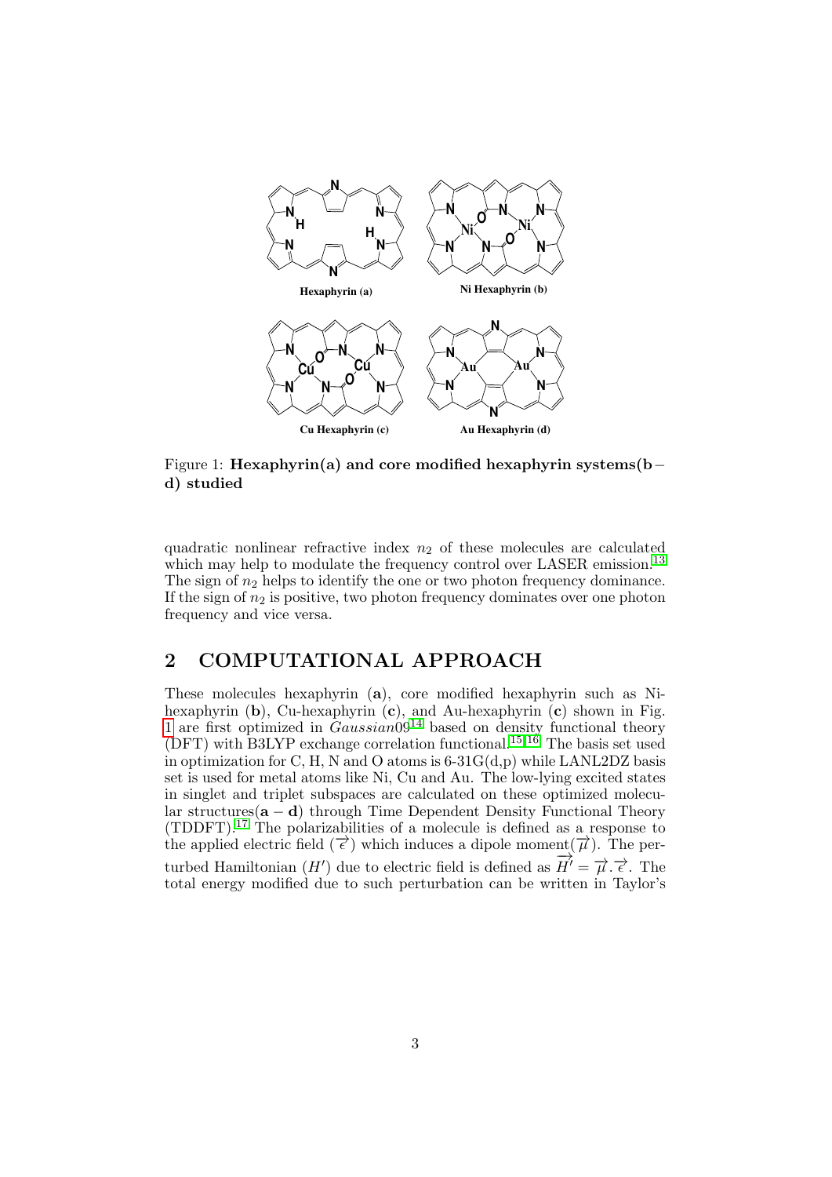Figure 1: **Hexaphyrin(a) and core modified hexaphyrin systems(b – d) studied**

quadratic nonlinear refractive index $n_2$ of these molecules are calculated which may help to modulate the frequency control over LASER emission.[13] The sign of $n_2$ helps to identify the one or two photon frequency dominance. If the sign of $n_2$ is positive, two photon frequency dominates over one photon frequency and vice versa.

## 2 COMPUTATIONAL APPROACH

These molecules hexaphyrin (**a**), core modified hexaphyrin such as Ni-hexaphyrin (**b**), Cu-hexaphyrin (**c**), and Au-hexaphyrin (**c**) shown in Fig. 1 are first optimized in *Gaussian*09[14] based on density functional theory (DFT) with B3LYP exchange correlation functional.[15,16] The basis set used in optimization for C, H, N and O atoms is 6-31G(d,p) while LANL2DZ basis set is used for metal atoms like Ni, Cu and Au. The low-lying excited states in singlet and triplet subspaces are calculated on these optimized molecular structures($\mathbf{a} - \mathbf{d}$) through Time Dependent Density Functional Theory (TDDFT).[17] The polarizabilities of a molecule is defined as a response to the applied electric field ($\overrightarrow{\epsilon}$) which induces a dipole moment($\overrightarrow{\mu}$). The perturbed Hamiltonian ($H'$) due to electric field is defined as $\overrightarrow{H'} = \overrightarrow{\mu}.\overrightarrow{\epsilon}$. The total energy modified due to such perturbation can be written in Taylor's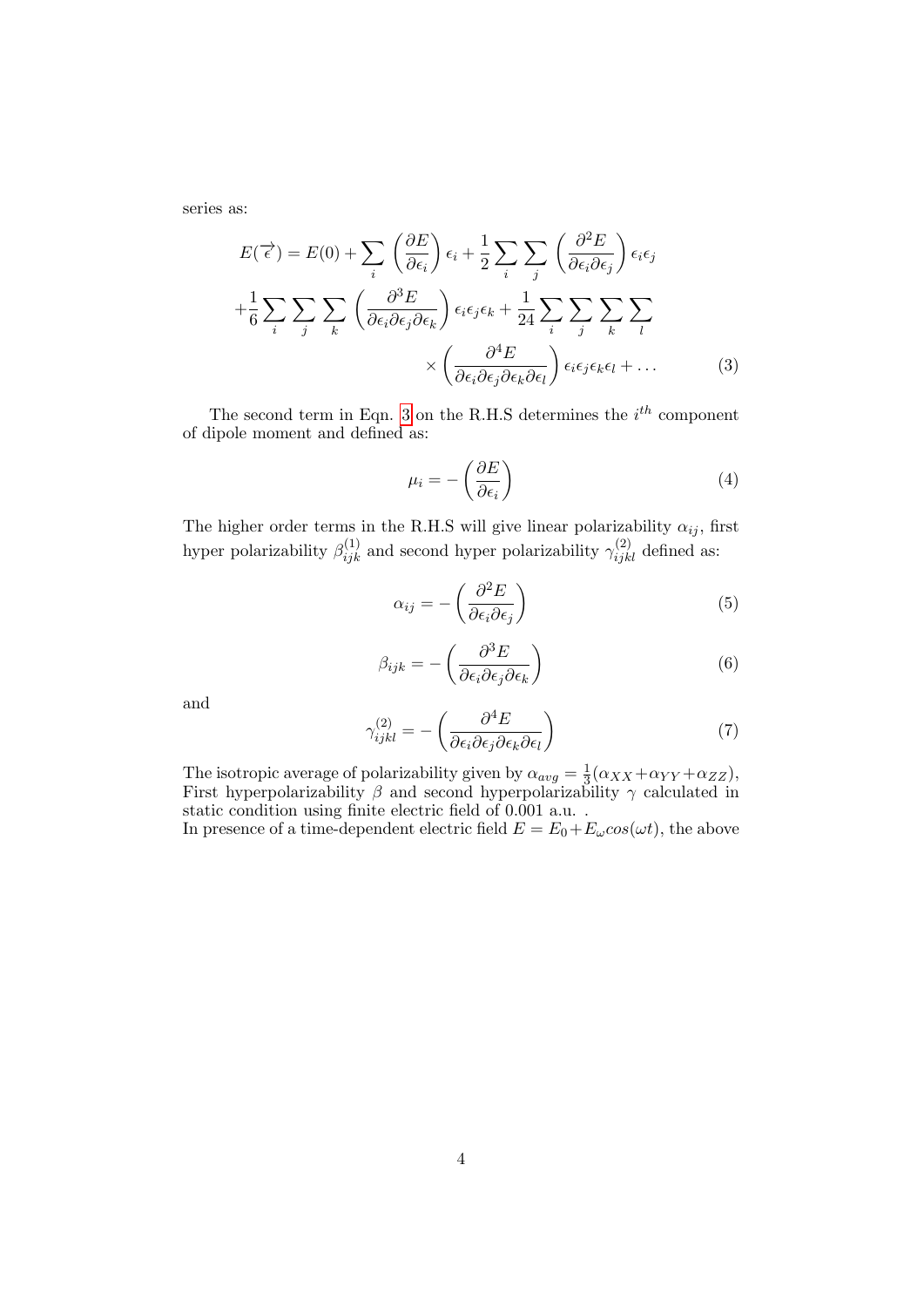series as:

$$E(\overrightarrow{\epsilon}) = E(0) + \sum_i \left(\frac{\partial E}{\partial \epsilon_i}\right)\epsilon_i + \frac{1}{2}\sum_i \sum_j \left(\frac{\partial^2 E}{\partial \epsilon_i \partial \epsilon_j}\right)\epsilon_i \epsilon_j$$
$$+\frac{1}{6}\sum_i \sum_j \sum_k \left(\frac{\partial^3 E}{\partial \epsilon_i \partial \epsilon_j \partial \epsilon_k}\right)\epsilon_i \epsilon_j \epsilon_k + \frac{1}{24}\sum_i \sum_j \sum_k \sum_l$$
$$\times \left(\frac{\partial^4 E}{\partial \epsilon_i \partial \epsilon_j \partial \epsilon_k \partial \epsilon_l}\right)\epsilon_i \epsilon_j \epsilon_k \epsilon_l + \ldots \tag{3}$$

The second term in Eqn. 3 on the R.H.S determines the $i^{th}$ component of dipole moment and defined as:

$$\mu_i = -\left(\frac{\partial E}{\partial \epsilon_i}\right) \tag{4}$$

The higher order terms in the R.H.S will give linear polarizability $\alpha_{ij}$, first hyper polarizability $\beta_{ijk}^{(1)}$ and second hyper polarizability $\gamma_{ijkl}^{(2)}$ defined as:

$$\alpha_{ij} = -\left(\frac{\partial^2 E}{\partial \epsilon_i \partial \epsilon_j}\right) \tag{5}$$

$$\beta_{ijk} = -\left(\frac{\partial^3 E}{\partial \epsilon_i \partial \epsilon_j \partial \epsilon_k}\right) \tag{6}$$

and

$$\gamma_{ijkl}^{(2)} = -\left(\frac{\partial^4 E}{\partial \epsilon_i \partial \epsilon_j \partial \epsilon_k \partial \epsilon_l}\right) \tag{7}$$

The isotropic average of polarizability given by $\alpha_{avg} = \frac{1}{3}(\alpha_{XX}+\alpha_{YY}+\alpha_{ZZ})$, First hyperpolarizability $\beta$ and second hyperpolarizability $\gamma$ calculated in static condition using finite electric field of 0.001 a.u. .
In presence of a time-dependent electric field $E = E_0 + E_\omega cos(\omega t)$, the above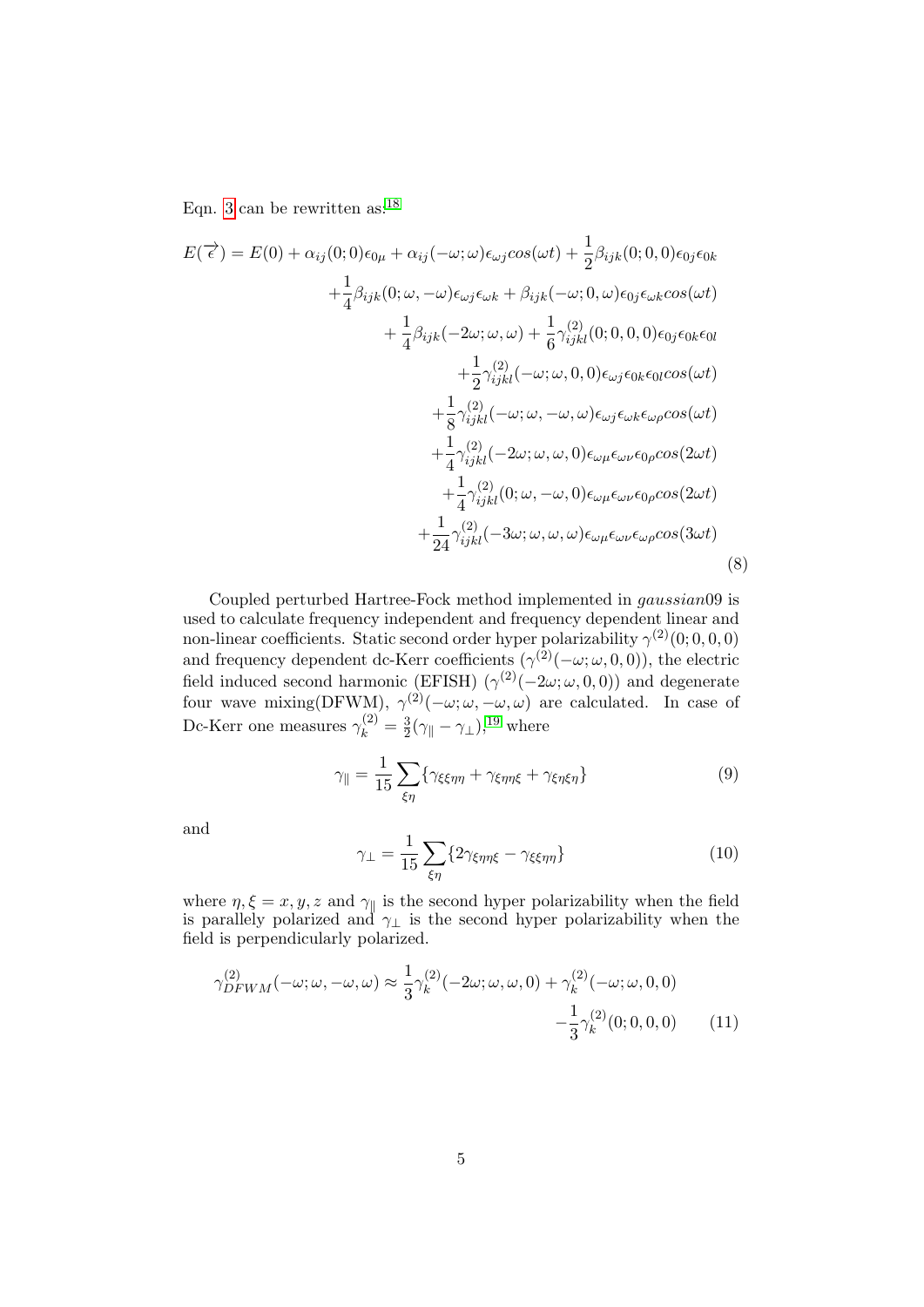Eqn. 3 can be rewritten as:[18]

$$
\begin{aligned}
E(\overrightarrow{\epsilon}) = E(0) &+ \alpha_{ij}(0;0)\epsilon_{0\mu} + \alpha_{ij}(-\omega;\omega)\epsilon_{\omega j}cos(\omega t) + \frac{1}{2}\beta_{ijk}(0;0,0)\epsilon_{0j}\epsilon_{0k} \\
&+\frac{1}{4}\beta_{ijk}(0;\omega,-\omega)\epsilon_{\omega j}\epsilon_{\omega k} + \beta_{ijk}(-\omega;0,\omega)\epsilon_{0j}\epsilon_{\omega k}cos(\omega t) \\
&+ \frac{1}{4}\beta_{ijk}(-2\omega;\omega,\omega) + \frac{1}{6}\gamma^{(2)}_{ijkl}(0;0,0,0)\epsilon_{0j}\epsilon_{0k}\epsilon_{0l} \\
&+\frac{1}{2}\gamma^{(2)}_{ijkl}(-\omega;\omega,0,0)\epsilon_{\omega j}\epsilon_{0k}\epsilon_{0l}cos(\omega t) \\
&+\frac{1}{8}\gamma^{(2)}_{ijkl}(-\omega;\omega,-\omega,\omega)\epsilon_{\omega j}\epsilon_{\omega k}\epsilon_{\omega\rho}cos(\omega t) \\
&+\frac{1}{4}\gamma^{(2)}_{ijkl}(-2\omega;\omega,\omega,0)\epsilon_{\omega\mu}\epsilon_{\omega\nu}\epsilon_{0\rho}cos(2\omega t) \\
&+\frac{1}{4}\gamma^{(2)}_{ijkl}(0;\omega,-\omega,0)\epsilon_{\omega\mu}\epsilon_{\omega\nu}\epsilon_{0\rho}cos(2\omega t) \\
&+\frac{1}{24}\gamma^{(2)}_{ijkl}(-3\omega;\omega,\omega,\omega)\epsilon_{\omega\mu}\epsilon_{\omega\nu}\epsilon_{\omega\rho}cos(3\omega t)
\end{aligned} \tag{8}
$$

Coupled perturbed Hartree-Fock method implemented in *gaussian*09 is used to calculate frequency independent and frequency dependent linear and non-linear coefficients. Static second order hyper polarizability $\gamma^{(2)}(0;0,0,0)$ and frequency dependent dc-Kerr coefficients ($\gamma^{(2)}(-\omega;\omega,0,0)$), the electric field induced second harmonic (EFISH) ($\gamma^{(2)}(-2\omega;\omega,0,0)$) and degenerate four wave mixing(DFWM), $\gamma^{(2)}(-\omega;\omega,-\omega,\omega)$ are calculated. In case of Dc-Kerr one measures $\gamma^{(2)}_k = \frac{3}{2}(\gamma_{\parallel} - \gamma_{\perp})$,[19] where

$$
\gamma_{\parallel} = \frac{1}{15}\sum_{\xi\eta}\{\gamma_{\xi\xi\eta\eta} + \gamma_{\xi\eta\eta\xi} + \gamma_{\xi\eta\xi\eta}\} \tag{9}
$$

and

$$
\gamma_{\perp} = \frac{1}{15}\sum_{\xi\eta}\{2\gamma_{\xi\eta\eta\xi} - \gamma_{\xi\xi\eta\eta}\} \tag{10}
$$

where $\eta, \xi = x, y, z$ and $\gamma_{\parallel}$ is the second hyper polarizability when the field is parallely polarized and $\gamma_{\perp}$ is the second hyper polarizability when the field is perpendicularly polarized.

$$
\gamma^{(2)}_{DFWM}(-\omega;\omega,-\omega,\omega) \approx \frac{1}{3}\gamma^{(2)}_k(-2\omega;\omega,\omega,0) + \gamma^{(2)}_k(-\omega;\omega,0,0) - \frac{1}{3}\gamma^{(2)}_k(0;0,0,0) \tag{11}
$$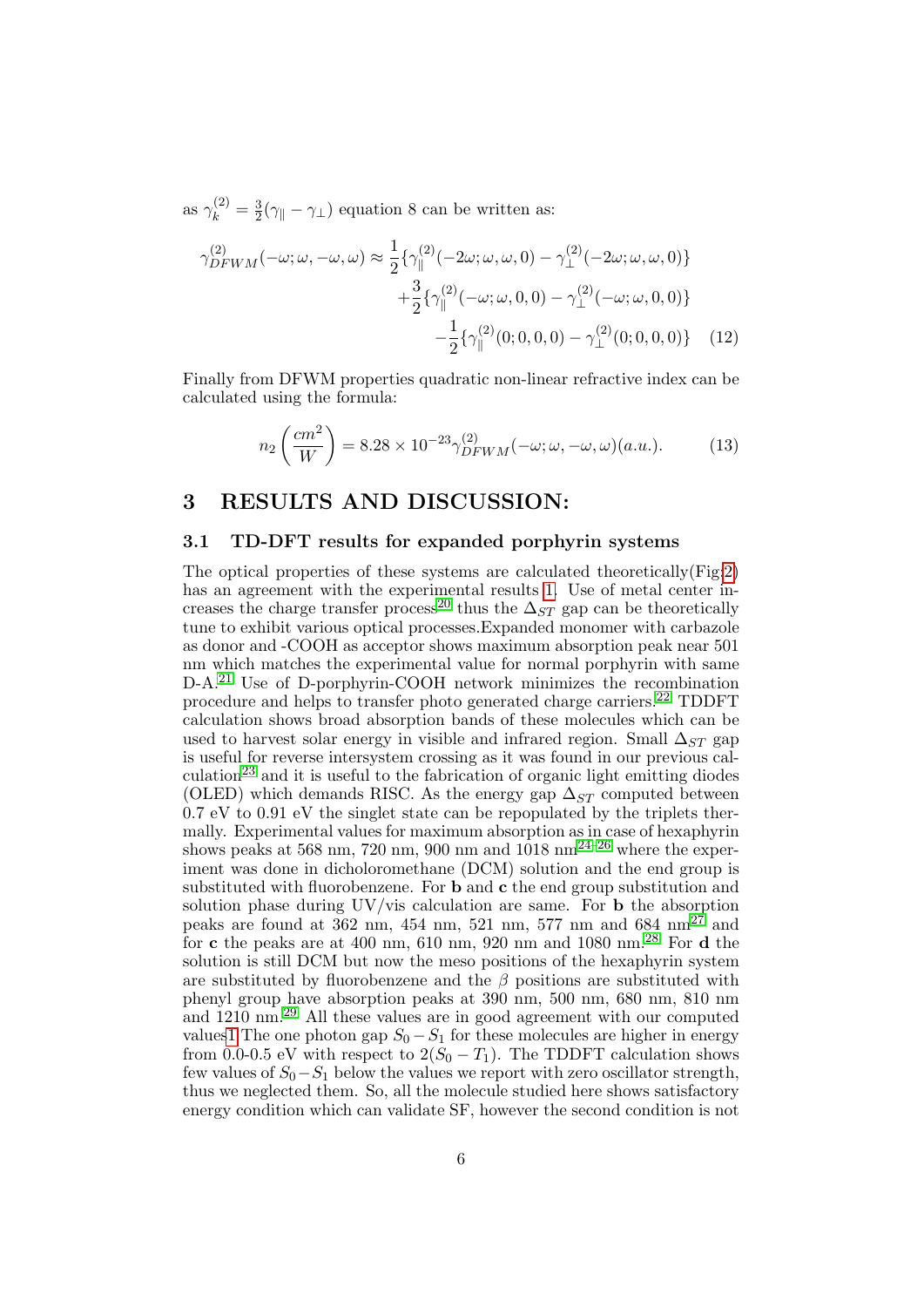as $\gamma_k^{(2)} = \frac{3}{2}(\gamma_\parallel - \gamma_\perp)$ equation 8 can be written as:

$$\gamma^{(2)}_{DFWM}(-\omega;\omega,-\omega,\omega) \approx \frac{1}{2}\{\gamma_\parallel^{(2)}(-2\omega;\omega,\omega,0) - \gamma_\perp^{(2)}(-2\omega;\omega,\omega,0)\} + \frac{3}{2}\{\gamma_\parallel^{(2)}(-\omega;\omega,0,0) - \gamma_\perp^{(2)}(-\omega;\omega,0,0)\} - \frac{1}{2}\{\gamma_\parallel^{(2)}(0;0,0,0) - \gamma_\perp^{(2)}(0;0,0,0)\} \quad (12)$$

Finally from DFWM properties quadratic non-linear refractive index can be calculated using the formula:

$$n_2\left(\frac{cm^2}{W}\right) = 8.28 \times 10^{-23}\gamma^{(2)}_{DFWM}(-\omega;\omega,-\omega,\omega)(a.u.). \quad (13)$$

# 3 RESULTS AND DISCUSSION:

## 3.1 TD-DFT results for expanded porphyrin systems

The optical properties of these systems are calculated theoretically(Fig:2) has an agreement with the experimental results 1. Use of metal center increases the charge transfer process[20] thus the $\Delta_{ST}$ gap can be theoretically tune to exhibit various optical processes.Expanded monomer with carbazole as donor and -COOH as acceptor shows maximum absorption peak near 501 nm which matches the experimental value for normal porphyrin with same D-A.[21] Use of D-porphyrin-COOH network minimizes the recombination procedure and helps to transfer photo generated charge carriers.[22] TDDFT calculation shows broad absorption bands of these molecules which can be used to harvest solar energy in visible and infrared region. Small $\Delta_{ST}$ gap is useful for reverse intersystem crossing as it was found in our previous calculation[23] and it is useful to the fabrication of organic light emitting diodes (OLED) which demands RISC. As the energy gap $\Delta_{ST}$ computed between 0.7 eV to 0.91 eV the singlet state can be repopulated by the triplets thermally. Experimental values for maximum absorption as in case of hexaphyrin shows peaks at 568 nm, 720 nm, 900 nm and 1018 nm[24–26] where the experiment was done in dicholoromethane (DCM) solution and the end group is substituted with fluorobenzene. For **b** and **c** the end group substitution and solution phase during UV/vis calculation are same. For **b** the absorption peaks are found at 362 nm, 454 nm, 521 nm, 577 nm and 684 nm[27] and for **c** the peaks are at 400 nm, 610 nm, 920 nm and 1080 nm.[28] For **d** the solution is still DCM but now the meso positions of the hexaphyrin system are substituted by fluorobenzene and the $\beta$ positions are substituted with phenyl group have absorption peaks at 390 nm, 500 nm, 680 nm, 810 nm and 1210 nm.[29] All these values are in good agreement with our computed values1 The one photon gap $S_0 - S_1$ for these molecules are higher in energy from 0.0-0.5 eV with respect to $2(S_0 - T_1)$. The TDDFT calculation shows few values of $S_0 - S_1$ below the values we report with zero oscillator strength, thus we neglected them. So, all the molecule studied here shows satisfactory energy condition which can validate SF, however the second condition is not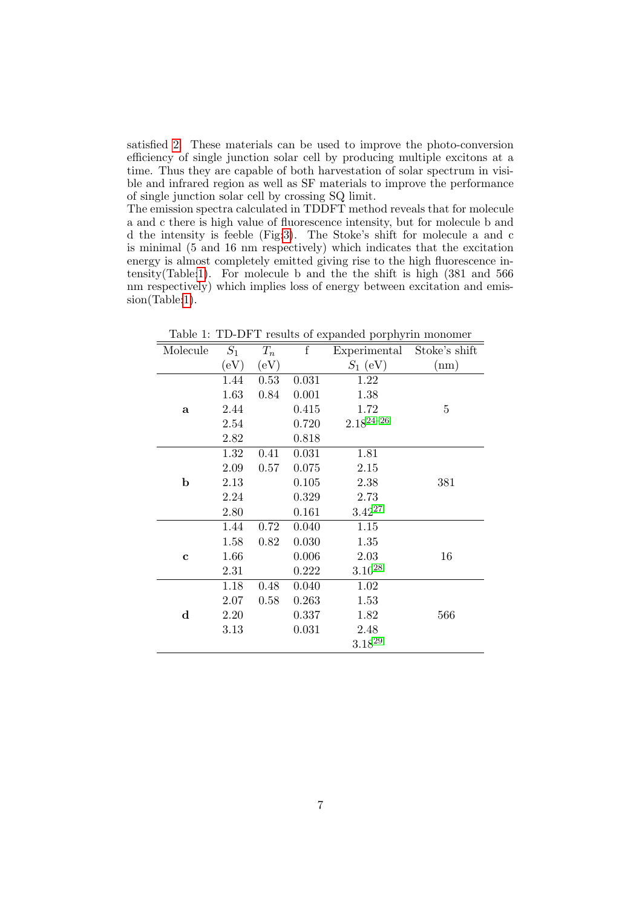satisfied [2]. These materials can be used to improve the photo-conversion efficiency of single junction solar cell by producing multiple excitons at a time. Thus they are capable of both harvestation of solar spectrum in visible and infrared region as well as SF materials to improve the performance of single junction solar cell by crossing SQ limit.

The emission spectra calculated in TDDFT method reveals that for molecule a and c there is high value of fluorescence intensity, but for molecule b and d the intensity is feeble (Fig:3). The Stoke's shift for molecule a and c is minimal (5 and 16 nm respectively) which indicates that the excitation energy is almost completely emitted giving rise to the high fluorescence intensity(Table:1). For molecule b and the the shift is high (381 and 566 nm respectively) which implies loss of energy between excitation and emission(Table:1).

Table 1: TD-DFT results of expanded porphyrin monomer

| Molecule | $S_1$ (eV) | $T_n$ (eV) | f | Experimental $S_1$ (eV) | Stoke's shift (nm) |
|---|---|---|---|---|---|
| | 1.44 | 0.53 | 0.031 | 1.22 | |
| | 1.63 | 0.84 | 0.001 | 1.38 | |
| **a** | 2.44 | | 0.415 | 1.72 | 5 |
| | 2.54 | | 0.720 | 2.18[24–26] | |
| | 2.82 | | 0.818 | | |
| | 1.32 | 0.41 | 0.031 | 1.81 | |
| | 2.09 | 0.57 | 0.075 | 2.15 | |
| **b** | 2.13 | | 0.105 | 2.38 | 381 |
| | 2.24 | | 0.329 | 2.73 | |
| | 2.80 | | 0.161 | 3.42[27] | |
| | 1.44 | 0.72 | 0.040 | 1.15 | |
| | 1.58 | 0.82 | 0.030 | 1.35 | |
| **c** | 1.66 | | 0.006 | 2.03 | 16 |
| | 2.31 | | 0.222 | 3.10[28] | |
| | 1.18 | 0.48 | 0.040 | 1.02 | |
| | 2.07 | 0.58 | 0.263 | 1.53 | |
| **d** | 2.20 | | 0.337 | 1.82 | 566 |
| | 3.13 | | 0.031 | 2.48 | |
| | | | | 3.18[29] | |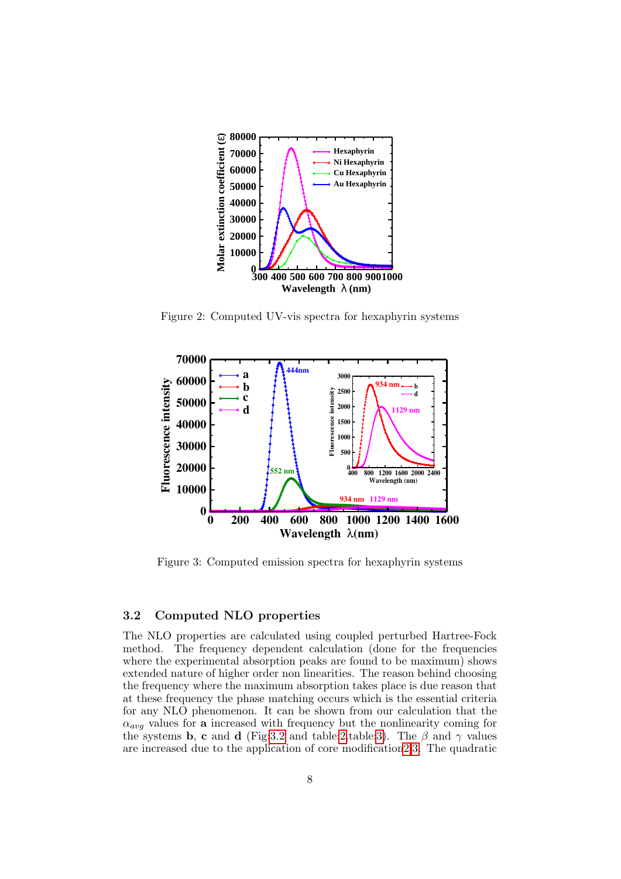Figure 2: Computed UV-vis spectra for hexaphyrin systems

Figure 3: Computed emission spectra for hexaphyrin systems

### 3.2 Computed NLO properties

The NLO properties are calculated using coupled perturbed Hartree-Fock method. The frequency dependent calculation (done for the frequencies where the experimental absorption peaks are found to be maximum) shows extended nature of higher order non linearities. The reason behind choosing the frequency where the maximum absorption takes place is due reason that at these frequency the phase matching occurs which is the essential criteria for any NLO phenomenon. It can be shown from our calculation that the $\alpha_{avg}$ values for **a** increased with frequency but the nonlinearity coming for the systems **b**, **c** and **d** (Fig:3.2 and table:2,table:3). The $\beta$ and $\gamma$ values are increased due to the application of core modification2,3. The quadratic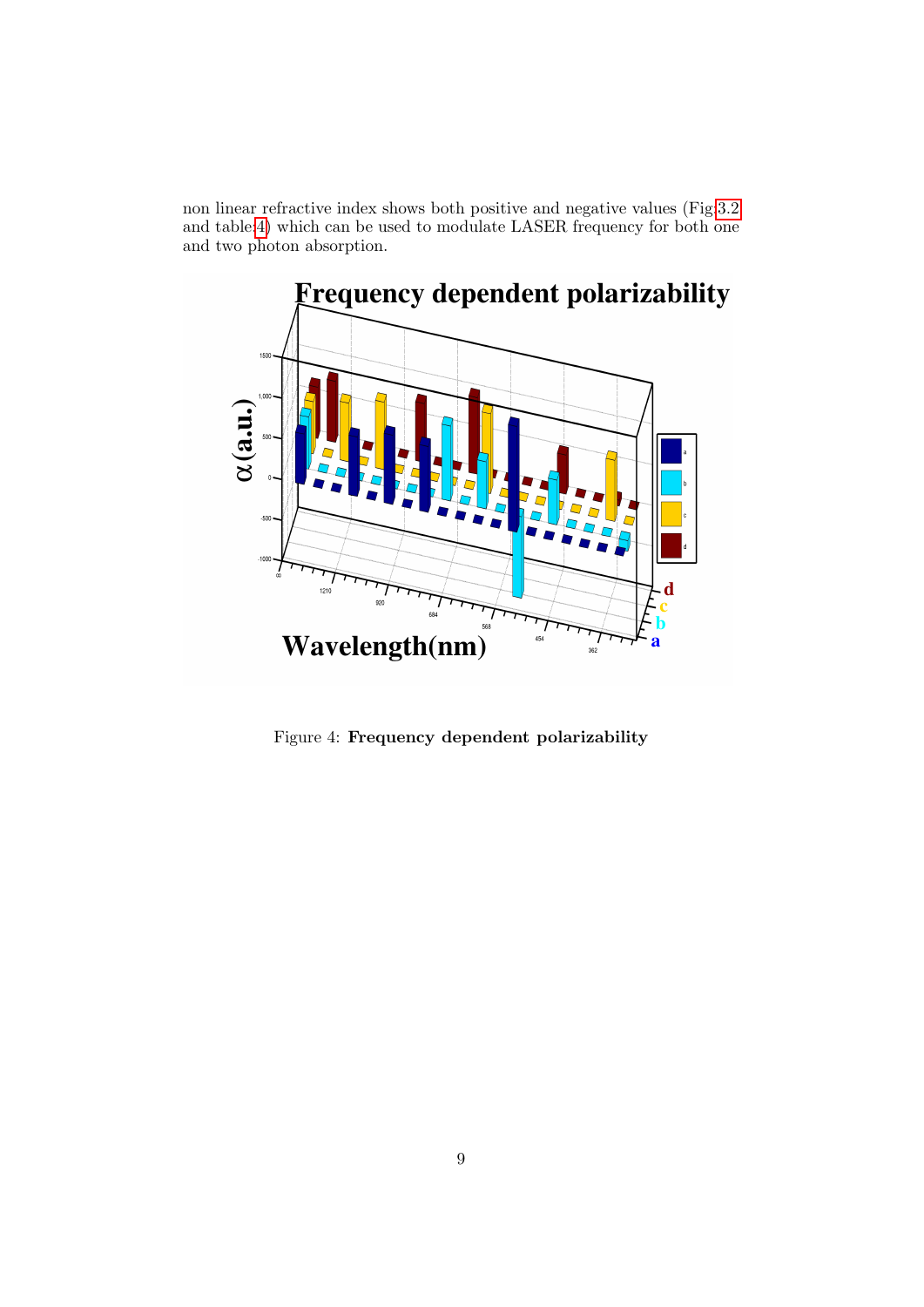non linear refractive index shows both positive and negative values (Fig:3.2 and table:4) which can be used to modulate LASER frequency for both one and two photon absorption.

Figure 4: **Frequency dependent polarizability**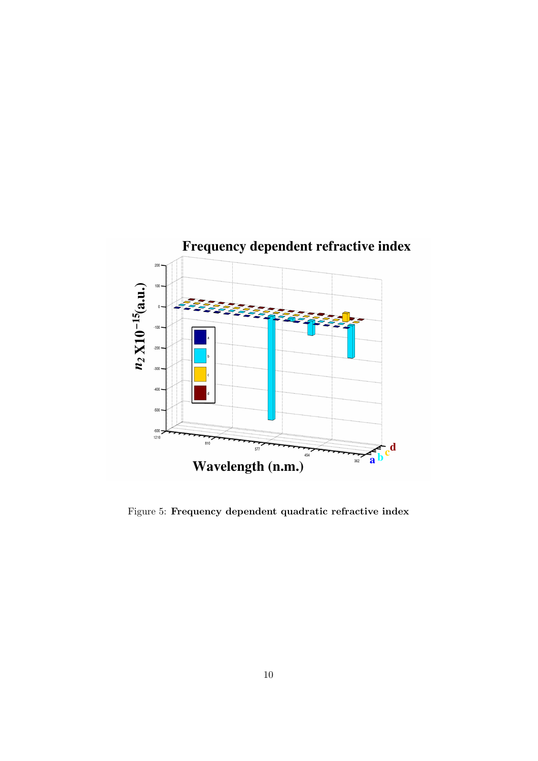Figure 5: **Frequency dependent quadratic refractive index**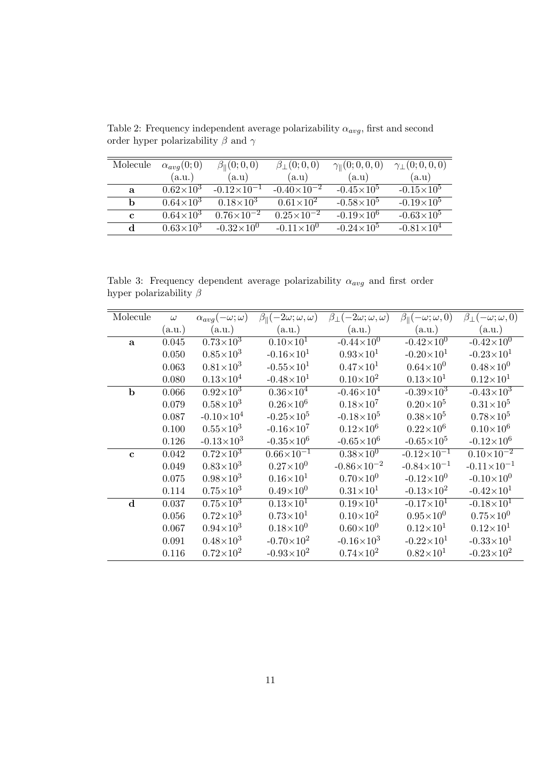Table 2: Frequency independent average polarizability $\alpha_{avg}$, first and second order hyper polarizability $\beta$ and $\gamma$

| Molecule | $\alpha_{avg}(0;0)$ (a.u.) | $\beta_{\parallel}(0;0,0)$ (a.u) | $\beta_{\perp}(0;0,0)$ (a.u) | $\gamma_{\parallel}(0;0,0,0)$ (a.u) | $\gamma_{\perp}(0;0,0,0)$ (a.u) |
|---|---|---|---|---|---|
| **a** | $0.62\times10^{3}$ | $-0.12\times10^{-1}$ | $-0.40\times10^{-2}$ | $-0.45\times10^{5}$ | $-0.15\times10^{5}$ |
| **b** | $0.64\times10^{3}$ | $0.18\times10^{3}$ | $0.61\times10^{2}$ | $-0.58\times10^{5}$ | $-0.19\times10^{5}$ |
| **c** | $0.64\times10^{3}$ | $0.76\times10^{-2}$ | $0.25\times10^{-2}$ | $-0.19\times10^{6}$ | $-0.63\times10^{5}$ |
| **d** | $0.63\times10^{3}$ | $-0.32\times10^{0}$ | $-0.11\times10^{0}$ | $-0.24\times10^{5}$ | $-0.81\times10^{4}$ |

Table 3: Frequency dependent average polarizability $\alpha_{avg}$ and first order hyper polarizability $\beta$

| Molecule | $\omega$ (a.u.) | $\alpha_{avg}(-\omega;\omega)$ (a.u.) | $\beta_{\parallel}(-2\omega;\omega,\omega)$ (a.u.) | $\beta_{\perp}(-2\omega;\omega,\omega)$ (a.u.) | $\beta_{\parallel}(-\omega;\omega,0)$ (a.u.) | $\beta_{\perp}(-\omega;\omega,0)$ (a.u.) |
|---|---|---|---|---|---|---|
| **a** | 0.045 | $0.73\times10^{3}$ | $0.10\times10^{1}$ | $-0.44\times10^{0}$ | $-0.42\times10^{0}$ | $-0.42\times10^{0}$ |
| | 0.050 | $0.85\times10^{3}$ | $-0.16\times10^{1}$ | $0.93\times10^{1}$ | $-0.20\times10^{1}$ | $-0.23\times10^{1}$ |
| | 0.063 | $0.81\times10^{3}$ | $-0.55\times10^{1}$ | $0.47\times10^{1}$ | $0.64\times10^{0}$ | $0.48\times10^{0}$ |
| | 0.080 | $0.13\times10^{4}$ | $-0.48\times10^{1}$ | $0.10\times10^{2}$ | $0.13\times10^{1}$ | $0.12\times10^{1}$ |
| **b** | 0.066 | $0.92\times10^{3}$ | $0.36\times10^{4}$ | $-0.46\times10^{4}$ | $-0.39\times10^{3}$ | $-0.43\times10^{3}$ |
| | 0.079 | $0.58\times10^{3}$ | $0.26\times10^{6}$ | $0.18\times10^{7}$ | $0.20\times10^{5}$ | $0.31\times10^{5}$ |
| | 0.087 | $-0.10\times10^{4}$ | $-0.25\times10^{5}$ | $-0.18\times10^{5}$ | $0.38\times10^{5}$ | $0.78\times10^{5}$ |
| | 0.100 | $0.55\times10^{3}$ | $-0.16\times10^{7}$ | $0.12\times10^{6}$ | $0.22\times10^{6}$ | $0.10\times10^{6}$ |
| | 0.126 | $-0.13\times10^{3}$ | $-0.35\times10^{6}$ | $-0.65\times10^{6}$ | $-0.65\times10^{5}$ | $-0.12\times10^{6}$ |
| **c** | 0.042 | $0.72\times10^{3}$ | $0.66\times10^{-1}$ | $0.38\times10^{0}$ | $-0.12\times10^{-1}$ | $0.10\times10^{-2}$ |
| | 0.049 | $0.83\times10^{3}$ | $0.27\times10^{0}$ | $-0.86\times10^{-2}$ | $-0.84\times10^{-1}$ | $-0.11\times10^{-1}$ |
| | 0.075 | $0.98\times10^{3}$ | $0.16\times10^{1}$ | $0.70\times10^{0}$ | $-0.12\times10^{0}$ | $-0.10\times10^{0}$ |
| | 0.114 | $0.75\times10^{3}$ | $0.49\times10^{0}$ | $0.31\times10^{1}$ | $-0.13\times10^{2}$ | $-0.42\times10^{1}$ |
| **d** | 0.037 | $0.75\times10^{3}$ | $0.13\times10^{1}$ | $0.19\times10^{1}$ | $-0.17\times10^{1}$ | $-0.18\times10^{1}$ |
| | 0.056 | $0.72\times10^{3}$ | $0.73\times10^{1}$ | $0.10\times10^{2}$ | $0.95\times10^{0}$ | $0.75\times10^{0}$ |
| | 0.067 | $0.94\times10^{3}$ | $0.18\times10^{0}$ | $0.60\times10^{0}$ | $0.12\times10^{1}$ | $0.12\times10^{1}$ |
| | 0.091 | $0.48\times10^{3}$ | $-0.70\times10^{2}$ | $-0.16\times10^{3}$ | $-0.22\times10^{1}$ | $-0.33\times10^{1}$ |
| | 0.116 | $0.72\times10^{2}$ | $-0.93\times10^{2}$ | $0.74\times10^{2}$ | $0.82\times10^{1}$ | $-0.23\times10^{2}$ |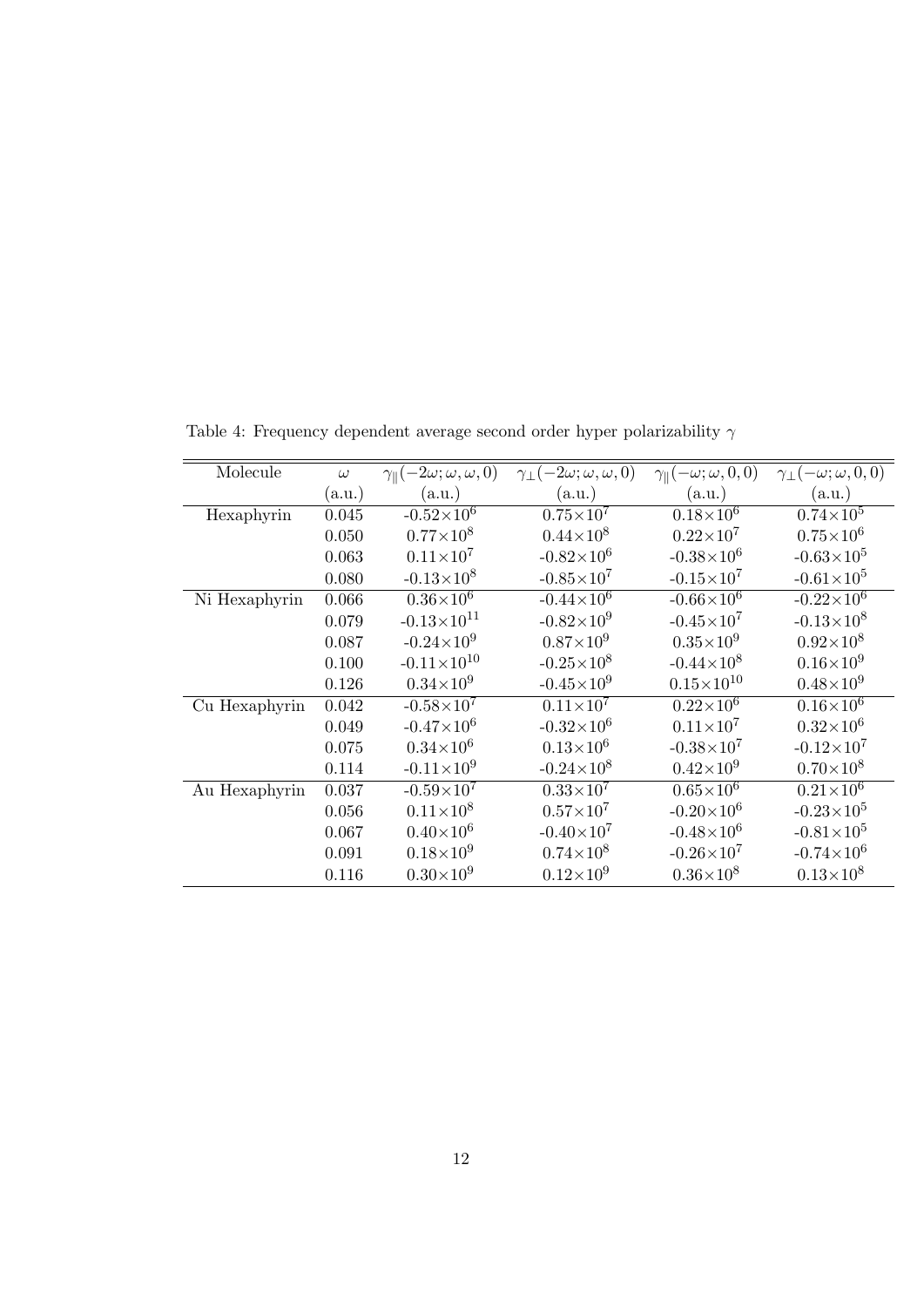Table 4: Frequency dependent average second order hyper polarizability $\gamma$

| Molecule | $\omega$ (a.u.) | $\gamma_{\parallel}(-2\omega;\omega,\omega,0)$ (a.u.) | $\gamma_{\perp}(-2\omega;\omega,\omega,0)$ (a.u.) | $\gamma_{\parallel}(-\omega;\omega,0,0)$ (a.u.) | $\gamma_{\perp}(-\omega;\omega,0,0)$ (a.u.) |
|---|---|---|---|---|---|
| Hexaphyrin | 0.045 | $-0.52\times10^{6}$ | $0.75\times10^{7}$ | $0.18\times10^{6}$ | $0.74\times10^{5}$ |
| | 0.050 | $0.77\times10^{8}$ | $0.44\times10^{8}$ | $0.22\times10^{7}$ | $0.75\times10^{6}$ |
| | 0.063 | $0.11\times10^{7}$ | $-0.82\times10^{6}$ | $-0.38\times10^{6}$ | $-0.63\times10^{5}$ |
| | 0.080 | $-0.13\times10^{8}$ | $-0.85\times10^{7}$ | $-0.15\times10^{7}$ | $-0.61\times10^{5}$ |
| Ni Hexaphyrin | 0.066 | $0.36\times10^{6}$ | $-0.44\times10^{6}$ | $-0.66\times10^{6}$ | $-0.22\times10^{6}$ |
| | 0.079 | $-0.13\times10^{11}$ | $-0.82\times10^{9}$ | $-0.45\times10^{7}$ | $-0.13\times10^{8}$ |
| | 0.087 | $-0.24\times10^{9}$ | $0.87\times10^{9}$ | $0.35\times10^{9}$ | $0.92\times10^{8}$ |
| | 0.100 | $-0.11\times10^{10}$ | $-0.25\times10^{8}$ | $-0.44\times10^{8}$ | $0.16\times10^{9}$ |
| | 0.126 | $0.34\times10^{9}$ | $-0.45\times10^{9}$ | $0.15\times10^{10}$ | $0.48\times10^{9}$ |
| Cu Hexaphyrin | 0.042 | $-0.58\times10^{7}$ | $0.11\times10^{7}$ | $0.22\times10^{6}$ | $0.16\times10^{6}$ |
| | 0.049 | $-0.47\times10^{6}$ | $-0.32\times10^{6}$ | $0.11\times10^{7}$ | $0.32\times10^{6}$ |
| | 0.075 | $0.34\times10^{6}$ | $0.13\times10^{6}$ | $-0.38\times10^{7}$ | $-0.12\times10^{7}$ |
| | 0.114 | $-0.11\times10^{9}$ | $-0.24\times10^{8}$ | $0.42\times10^{9}$ | $0.70\times10^{8}$ |
| Au Hexaphyrin | 0.037 | $-0.59\times10^{7}$ | $0.33\times10^{7}$ | $0.65\times10^{6}$ | $0.21\times10^{6}$ |
| | 0.056 | $0.11\times10^{8}$ | $0.57\times10^{7}$ | $-0.20\times10^{6}$ | $-0.23\times10^{5}$ |
| | 0.067 | $0.40\times10^{6}$ | $-0.40\times10^{7}$ | $-0.48\times10^{6}$ | $-0.81\times10^{5}$ |
| | 0.091 | $0.18\times10^{9}$ | $0.74\times10^{8}$ | $-0.26\times10^{7}$ | $-0.74\times10^{6}$ |
| | 0.116 | $0.30\times10^{9}$ | $0.12\times10^{9}$ | $0.36\times10^{8}$ | $0.13\times10^{8}$ |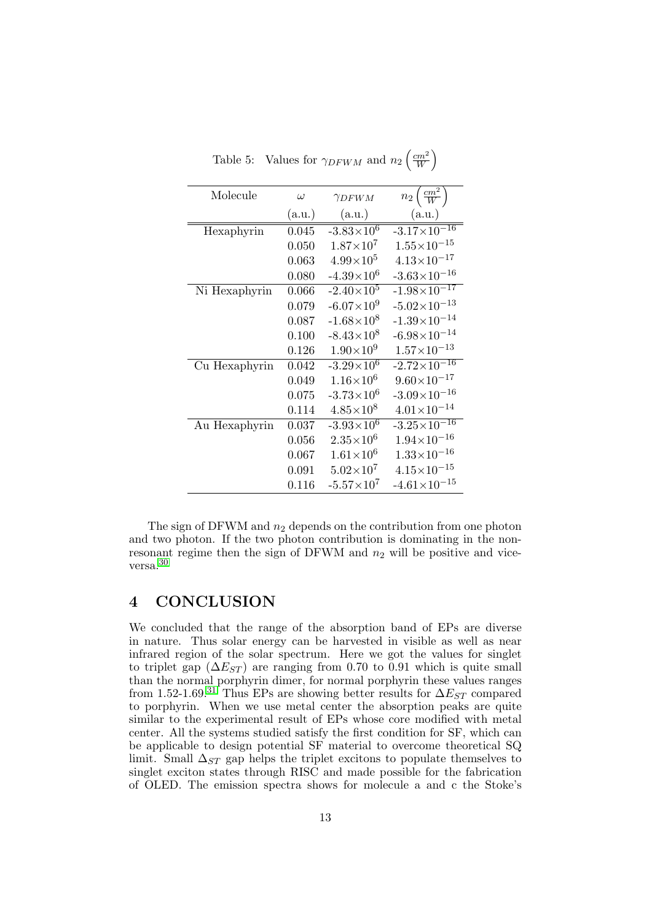Table 5: Values for $\gamma_{DFWM}$ and $n_2\left(\frac{cm^2}{W}\right)$

| Molecule | $\omega$ (a.u.) | $\gamma_{DFWM}$ (a.u.) | $n_2\left(\frac{cm^2}{W}\right)$ (a.u.) |
|---|---|---|---|
| Hexaphyrin | 0.045 | $-3.83\times10^{6}$ | $-3.17\times10^{-16}$ |
| | 0.050 | $1.87\times10^{7}$ | $1.55\times10^{-15}$ |
| | 0.063 | $4.99\times10^{5}$ | $4.13\times10^{-17}$ |
| | 0.080 | $-4.39\times10^{6}$ | $-3.63\times10^{-16}$ |
| Ni Hexaphyrin | 0.066 | $-2.40\times10^{5}$ | $-1.98\times10^{-17}$ |
| | 0.079 | $-6.07\times10^{9}$ | $-5.02\times10^{-13}$ |
| | 0.087 | $-1.68\times10^{8}$ | $-1.39\times10^{-14}$ |
| | 0.100 | $-8.43\times10^{8}$ | $-6.98\times10^{-14}$ |
| | 0.126 | $1.90\times10^{9}$ | $1.57\times10^{-13}$ |
| Cu Hexaphyrin | 0.042 | $-3.29\times10^{6}$ | $-2.72\times10^{-16}$ |
| | 0.049 | $1.16\times10^{6}$ | $9.60\times10^{-17}$ |
| | 0.075 | $-3.73\times10^{6}$ | $-3.09\times10^{-16}$ |
| | 0.114 | $4.85\times10^{8}$ | $4.01\times10^{-14}$ |
| Au Hexaphyrin | 0.037 | $-3.93\times10^{6}$ | $-3.25\times10^{-16}$ |
| | 0.056 | $2.35\times10^{6}$ | $1.94\times10^{-16}$ |
| | 0.067 | $1.61\times10^{6}$ | $1.33\times10^{-16}$ |
| | 0.091 | $5.02\times10^{7}$ | $4.15\times10^{-15}$ |
| | 0.116 | $-5.57\times10^{7}$ | $-4.61\times10^{-15}$ |

The sign of DFWM and $n_2$ depends on the contribution from one photon and two photon. If the two photon contribution is dominating in the non-resonant regime then the sign of DFWM and $n_2$ will be positive and vice-versa.[30]

## 4 CONCLUSION

We concluded that the range of the absorption band of EPs are diverse in nature. Thus solar energy can be harvested in visible as well as near infrared region of the solar spectrum. Here we got the values for singlet to triplet gap ($\Delta E_{ST}$) are ranging from 0.70 to 0.91 which is quite small than the normal porphyrin dimer, for normal porphyrin these values ranges from 1.52-1.69.[31] Thus EPs are showing better results for $\Delta E_{ST}$ compared to porphyrin. When we use metal center the absorption peaks are quite similar to the experimental result of EPs whose core modified with metal center. All the systems studied satisfy the first condition for SF, which can be applicable to design potential SF material to overcome theoretical SQ limit. Small $\Delta_{ST}$ gap helps the triplet excitons to populate themselves to singlet exciton states through RISC and made possible for the fabrication of OLED. The emission spectra shows for molecule a and c the Stoke's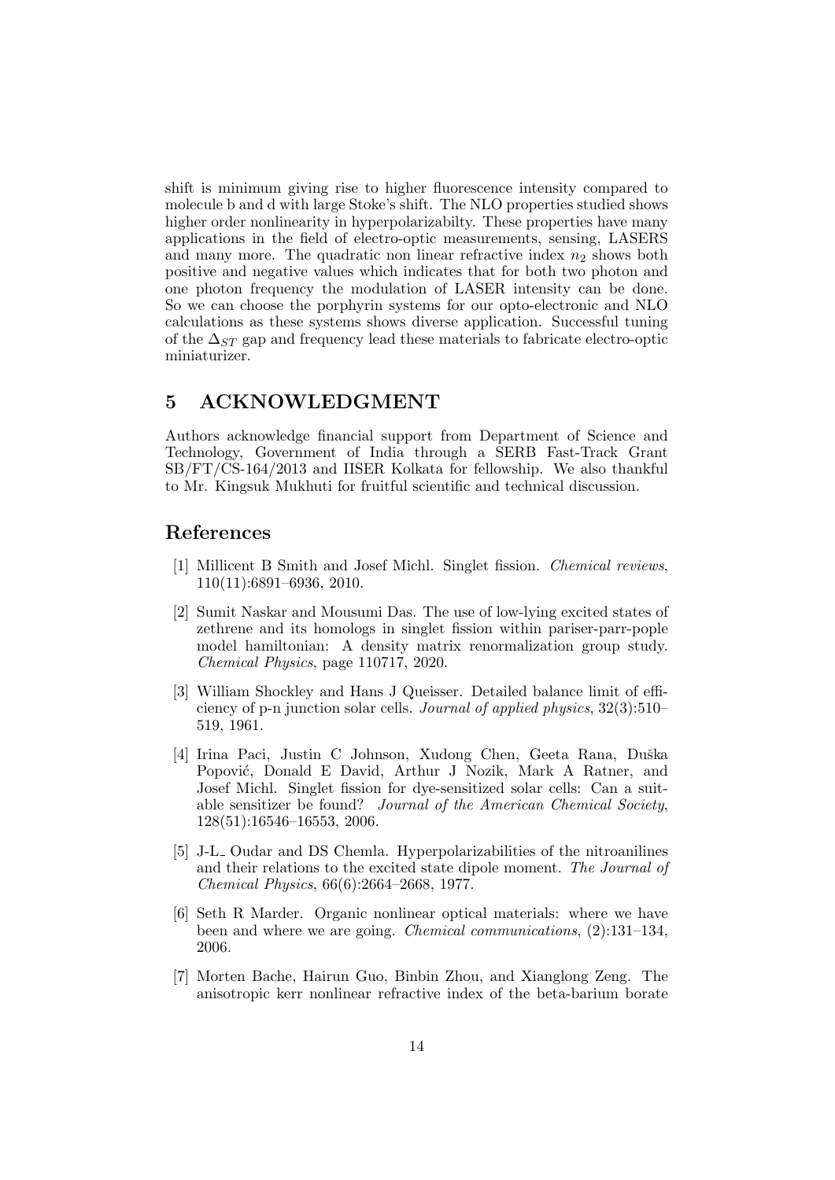shift is minimum giving rise to higher fluorescence intensity compared to molecule b and d with large Stoke's shift. The NLO properties studied shows higher order nonlinearity in hyperpolarizabilty. These properties have many applications in the field of electro-optic measurements, sensing, LASERS and many more. The quadratic non linear refractive index $n_2$ shows both positive and negative values which indicates that for both two photon and one photon frequency the modulation of LASER intensity can be done. So we can choose the porphyrin systems for our opto-electronic and NLO calculations as these systems shows diverse application. Successful tuning of the $\Delta_{ST}$ gap and frequency lead these materials to fabricate electro-optic miniaturizer.

## 5 ACKNOWLEDGMENT

Authors acknowledge financial support from Department of Science and Technology, Government of India through a SERB Fast-Track Grant SB/FT/CS-164/2013 and IISER Kolkata for fellowship. We also thankful to Mr. Kingsuk Mukhuti for fruitful scientific and technical discussion.

## References

[1] Millicent B Smith and Josef Michl. Singlet fission. *Chemical reviews*, 110(11):6891–6936, 2010.

[2] Sumit Naskar and Mousumi Das. The use of low-lying excited states of zethrene and its homologs in singlet fission within pariser-parr-pople model hamiltonian: A density matrix renormalization group study. *Chemical Physics*, page 110717, 2020.

[3] William Shockley and Hans J Queisser. Detailed balance limit of efficiency of p-n junction solar cells. *Journal of applied physics*, 32(3):510–519, 1961.

[4] Irina Paci, Justin C Johnson, Xudong Chen, Geeta Rana, Duška Popović, Donald E David, Arthur J Nozik, Mark A Ratner, and Josef Michl. Singlet fission for dye-sensitized solar cells: Can a suitable sensitizer be found? *Journal of the American Chemical Society*, 128(51):16546–16553, 2006.

[5] J-L_ Oudar and DS Chemla. Hyperpolarizabilities of the nitroanilines and their relations to the excited state dipole moment. *The Journal of Chemical Physics*, 66(6):2664–2668, 1977.

[6] Seth R Marder. Organic nonlinear optical materials: where we have been and where we are going. *Chemical communications*, (2):131–134, 2006.

[7] Morten Bache, Hairun Guo, Binbin Zhou, and Xianglong Zeng. The anisotropic kerr nonlinear refractive index of the beta-barium borate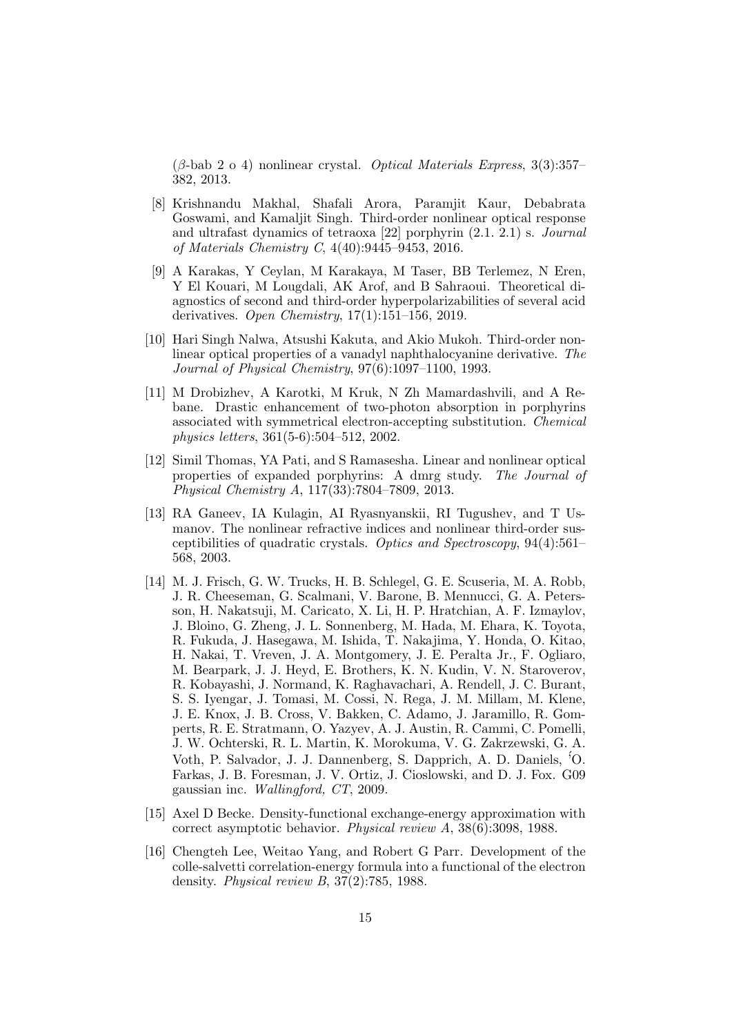($\beta$-bab 2 o 4) nonlinear crystal. *Optical Materials Express*, 3(3):357–382, 2013.

[8] Krishnandu Makhal, Shafali Arora, Paramjit Kaur, Debabrata Goswami, and Kamaljit Singh. Third-order nonlinear optical response and ultrafast dynamics of tetraoxa [22] porphyrin (2.1. 2.1) s. *Journal of Materials Chemistry C*, 4(40):9445–9453, 2016.

[9] A Karakas, Y Ceylan, M Karakaya, M Taser, BB Terlemez, N Eren, Y El Kouari, M Lougdali, AK Arof, and B Sahraoui. Theoretical diagnostics of second and third-order hyperpolarizabilities of several acid derivatives. *Open Chemistry*, 17(1):151–156, 2019.

[10] Hari Singh Nalwa, Atsushi Kakuta, and Akio Mukoh. Third-order nonlinear optical properties of a vanadyl naphthalocyanine derivative. *The Journal of Physical Chemistry*, 97(6):1097–1100, 1993.

[11] M Drobizhev, A Karotki, M Kruk, N Zh Mamardashvili, and A Rebane. Drastic enhancement of two-photon absorption in porphyrins associated with symmetrical electron-accepting substitution. *Chemical physics letters*, 361(5-6):504–512, 2002.

[12] Simil Thomas, YA Pati, and S Ramasesha. Linear and nonlinear optical properties of expanded porphyrins: A dmrg study. *The Journal of Physical Chemistry A*, 117(33):7804–7809, 2013.

[13] RA Ganeev, IA Kulagin, AI Ryasnyanskii, RI Tugushev, and T Usmanov. The nonlinear refractive indices and nonlinear third-order susceptibilities of quadratic crystals. *Optics and Spectroscopy*, 94(4):561–568, 2003.

[14] M. J. Frisch, G. W. Trucks, H. B. Schlegel, G. E. Scuseria, M. A. Robb, J. R. Cheeseman, G. Scalmani, V. Barone, B. Mennucci, G. A. Petersson, H. Nakatsuji, M. Caricato, X. Li, H. P. Hratchian, A. F. Izmaylov, J. Bloino, G. Zheng, J. L. Sonnenberg, M. Hada, M. Ehara, K. Toyota, R. Fukuda, J. Hasegawa, M. Ishida, T. Nakajima, Y. Honda, O. Kitao, H. Nakai, T. Vreven, J. A. Montgomery, J. E. Peralta Jr., F. Ogliaro, M. Bearpark, J. J. Heyd, E. Brothers, K. N. Kudin, V. N. Staroverov, R. Kobayashi, J. Normand, K. Raghavachari, A. Rendell, J. C. Burant, S. S. Iyengar, J. Tomasi, M. Cossi, N. Rega, J. M. Millam, M. Klene, J. E. Knox, J. B. Cross, V. Bakken, C. Adamo, J. Jaramillo, R. Gomperts, R. E. Stratmann, O. Yazyev, A. J. Austin, R. Cammi, C. Pomelli, J. W. Ochterski, R. L. Martin, K. Morokuma, V. G. Zakrzewski, G. A. Voth, P. Salvador, J. J. Dannenberg, S. Dapprich, A. D. Daniels, ʹO. Farkas, J. B. Foresman, J. V. Ortiz, J. Cioslowski, and D. J. Fox. G09 gaussian inc. *Wallingford, CT*, 2009.

[15] Axel D Becke. Density-functional exchange-energy approximation with correct asymptotic behavior. *Physical review A*, 38(6):3098, 1988.

[16] Chengteh Lee, Weitao Yang, and Robert G Parr. Development of the colle-salvetti correlation-energy formula into a functional of the electron density. *Physical review B*, 37(2):785, 1988.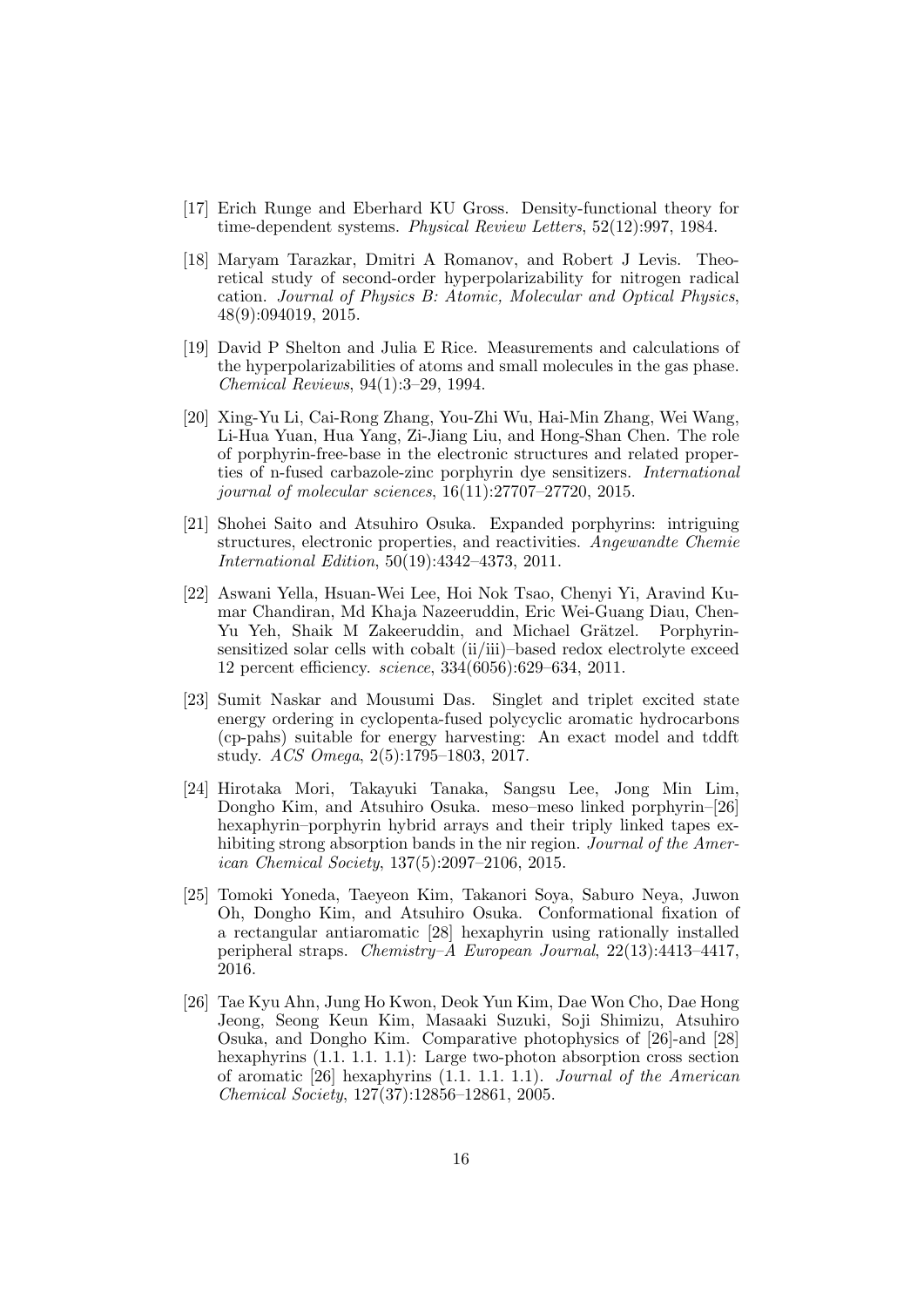[17] Erich Runge and Eberhard KU Gross. Density-functional theory for time-dependent systems. *Physical Review Letters*, 52(12):997, 1984.

[18] Maryam Tarazkar, Dmitri A Romanov, and Robert J Levis. Theoretical study of second-order hyperpolarizability for nitrogen radical cation. *Journal of Physics B: Atomic, Molecular and Optical Physics*, 48(9):094019, 2015.

[19] David P Shelton and Julia E Rice. Measurements and calculations of the hyperpolarizabilities of atoms and small molecules in the gas phase. *Chemical Reviews*, 94(1):3–29, 1994.

[20] Xing-Yu Li, Cai-Rong Zhang, You-Zhi Wu, Hai-Min Zhang, Wei Wang, Li-Hua Yuan, Hua Yang, Zi-Jiang Liu, and Hong-Shan Chen. The role of porphyrin-free-base in the electronic structures and related properties of n-fused carbazole-zinc porphyrin dye sensitizers. *International journal of molecular sciences*, 16(11):27707–27720, 2015.

[21] Shohei Saito and Atsuhiro Osuka. Expanded porphyrins: intriguing structures, electronic properties, and reactivities. *Angewandte Chemie International Edition*, 50(19):4342–4373, 2011.

[22] Aswani Yella, Hsuan-Wei Lee, Hoi Nok Tsao, Chenyi Yi, Aravind Kumar Chandiran, Md Khaja Nazeeruddin, Eric Wei-Guang Diau, Chen-Yu Yeh, Shaik M Zakeeruddin, and Michael Grätzel. Porphyrin-sensitized solar cells with cobalt (ii/iii)–based redox electrolyte exceed 12 percent efficiency. *science*, 334(6056):629–634, 2011.

[23] Sumit Naskar and Mousumi Das. Singlet and triplet excited state energy ordering in cyclopenta-fused polycyclic aromatic hydrocarbons (cp-pahs) suitable for energy harvesting: An exact model and tddft study. *ACS Omega*, 2(5):1795–1803, 2017.

[24] Hirotaka Mori, Takayuki Tanaka, Sangsu Lee, Jong Min Lim, Dongho Kim, and Atsuhiro Osuka. meso–meso linked porphyrin–[26] hexaphyrin–porphyrin hybrid arrays and their triply linked tapes exhibiting strong absorption bands in the nir region. *Journal of the American Chemical Society*, 137(5):2097–2106, 2015.

[25] Tomoki Yoneda, Taeyeon Kim, Takanori Soya, Saburo Neya, Juwon Oh, Dongho Kim, and Atsuhiro Osuka. Conformational fixation of a rectangular antiaromatic [28] hexaphyrin using rationally installed peripheral straps. *Chemistry–A European Journal*, 22(13):4413–4417, 2016.

[26] Tae Kyu Ahn, Jung Ho Kwon, Deok Yun Kim, Dae Won Cho, Dae Hong Jeong, Seong Keun Kim, Masaaki Suzuki, Soji Shimizu, Atsuhiro Osuka, and Dongho Kim. Comparative photophysics of [26]-and [28] hexaphyrins (1.1. 1.1. 1.1): Large two-photon absorption cross section of aromatic [26] hexaphyrins (1.1. 1.1. 1.1). *Journal of the American Chemical Society*, 127(37):12856–12861, 2005.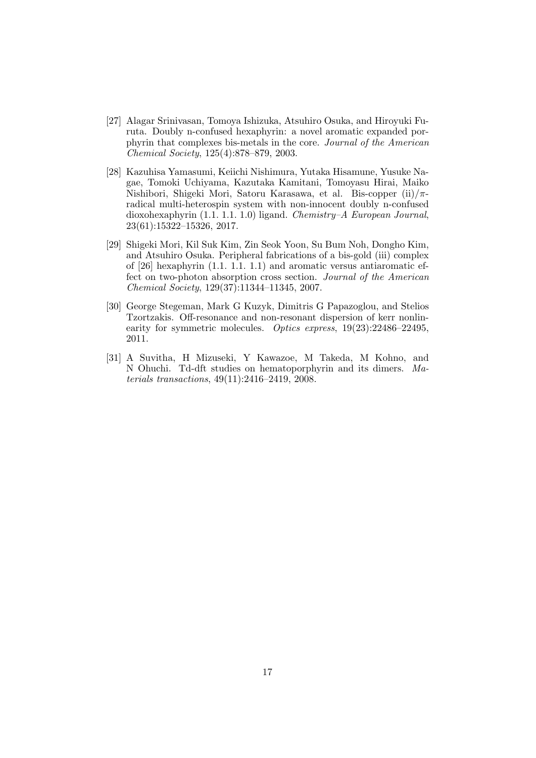[27] Alagar Srinivasan, Tomoya Ishizuka, Atsuhiro Osuka, and Hiroyuki Furuta. Doubly n-confused hexaphyrin: a novel aromatic expanded porphyrin that complexes bis-metals in the core. *Journal of the American Chemical Society*, 125(4):878–879, 2003.

[28] Kazuhisa Yamasumi, Keiichi Nishimura, Yutaka Hisamune, Yusuke Nagae, Tomoki Uchiyama, Kazutaka Kamitani, Tomoyasu Hirai, Maiko Nishibori, Shigeki Mori, Satoru Karasawa, et al. Bis-copper (ii)/$\pi$-radical multi-heterospin system with non-innocent doubly n-confused dioxohexaphyrin (1.1. 1.1. 1.0) ligand. *Chemistry–A European Journal*, 23(61):15322–15326, 2017.

[29] Shigeki Mori, Kil Suk Kim, Zin Seok Yoon, Su Bum Noh, Dongho Kim, and Atsuhiro Osuka. Peripheral fabrications of a bis-gold (iii) complex of [26] hexaphyrin (1.1. 1.1. 1.1) and aromatic versus antiaromatic effect on two-photon absorption cross section. *Journal of the American Chemical Society*, 129(37):11344–11345, 2007.

[30] George Stegeman, Mark G Kuzyk, Dimitris G Papazoglou, and Stelios Tzortzakis. Off-resonance and non-resonant dispersion of kerr nonlinearity for symmetric molecules. *Optics express*, 19(23):22486–22495, 2011.

[31] A Suvitha, H Mizuseki, Y Kawazoe, M Takeda, M Kohno, and N Ohuchi. Td-dft studies on hematoporphyrin and its dimers. *Materials transactions*, 49(11):2416–2419, 2008.